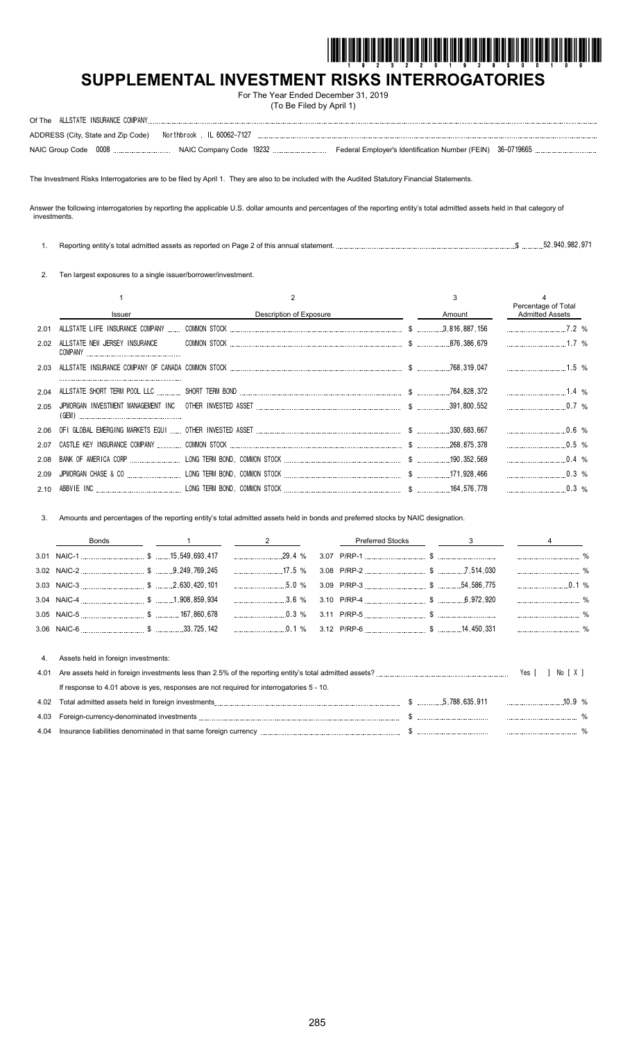# SUPPLEMENTAL INVESTMENT RISKS INTERROGATORIES

For The Year Ended December 31, 2019
(To Be Filed by April 1)

Of The ALLSTATE INSURANCE COMPANY

ADDRESS (City, State and Zip Code) Northbrook , IL 60062-7127

NAIC Group Code 0008 NAIC Company Code 19232 Federal Employer's Identification Number (FEIN) 36-0719665

The Investment Risks Interrogatories are to be filed by April 1. They are also to be included with the Audited Statutory Financial Statements.

Answer the following interrogatories by reporting the applicable U.S. dollar amounts and percentages of the reporting entity's total admitted assets held in that category of investments.

1. Reporting entity's total admitted assets as reported on Page 2 of this annual statement. $ 52,940,982,971

2. Ten largest exposures to a single issuer/borrower/investment.

| | 1 | 2 | 3 | 4 |
|---|---|---|---|---|
| | Issuer | Description of Exposure | Amount | Percentage of Total Admitted Assets |
| 2.01 | ALLSTATE LIFE INSURANCE COMPANY | COMMON STOCK | $ 3,816,887,156 | 7.2 % |
| 2.02 | ALLSTATE NEW JERSEY INSURANCE COMPANY | COMMON STOCK | $ 876,386,679 | 1.7 % |
| 2.03 | ALLSTATE INSURANCE COMPANY OF CANADA | COMMON STOCK | $ 768,319,047 | 1.5 % |
| 2.04 | ALLSTATE SHORT TERM POOL LLC | SHORT TERM BOND | $ 764,828,372 | 1.4 % |
| 2.05 | JPMORGAN INVESTMENT MANAGEMENT INC (GEM) | OTHER INVESTED ASSET | $ 391,800,552 | 0.7 % |
| 2.06 | OFI GLOBAL EMERGING MARKETS EQUI | OTHER INVESTED ASSET | $ 330,683,667 | 0.6 % |
| 2.07 | CASTLE KEY INSURANCE COMPANY | COMMON STOCK | $ 268,875,378 | 0.5 % |
| 2.08 | BANK OF AMERICA CORP | LONG TERM BOND, COMMON STOCK | $ 190,352,569 | 0.4 % |
| 2.09 | JPMORGAN CHASE & CO | LONG TERM BOND, COMMON STOCK | $ 171,928,466 | 0.3 % |
| 2.10 | ABBVIE INC | LONG TERM BOND, COMMON STOCK | $ 164,576,778 | 0.3 % |

3. Amounts and percentages of the reporting entity's total admitted assets held in bonds and preferred stocks by NAIC designation.

| Bonds | 1 | 2 | Preferred Stocks | 3 | 4 |
|---|---|---|---|---|---|
| 3.01 NAIC-1 | $ 15,549,693,417 | 29.4 % | 3.07 P/RP-1 | $ | % |
| 3.02 NAIC-2 | $ 9,249,769,245 | 17.5 % | 3.08 P/RP-2 | $ 7,514,030 | % |
| 3.03 NAIC-3 | $ 2,630,420,101 | 5.0 % | 3.09 P/RP-3 | $ 54,586,775 | 0.1 % |
| 3.04 NAIC-4 | $ 1,908,859,934 | 3.6 % | 3.10 P/RP-4 | $ 6,972,920 | % |
| 3.05 NAIC-5 | $ 167,860,678 | 0.3 % | 3.11 P/RP-5 | $ | % |
| 3.06 NAIC-6 | $ 33,725,142 | 0.1 % | 3.12 P/RP-6 | $ 14,450,331 | % |

4. Assets held in foreign investments:

4.01 Are assets held in foreign investments less than 2.5% of the reporting entity's total admitted assets? Yes [ ] No [ X ]

If response to 4.01 above is yes, responses are not required for interrogatories 5 - 10.

| | | | |
|---|---|---|---|
| 4.02 | Total admitted assets held in foreign investments | $ 5,788,635,911 | 10.9 % |
| 4.03 | Foreign-currency-denominated investments | $ | % |
| 4.04 | Insurance liabilities denominated in that same foreign currency | $ | % |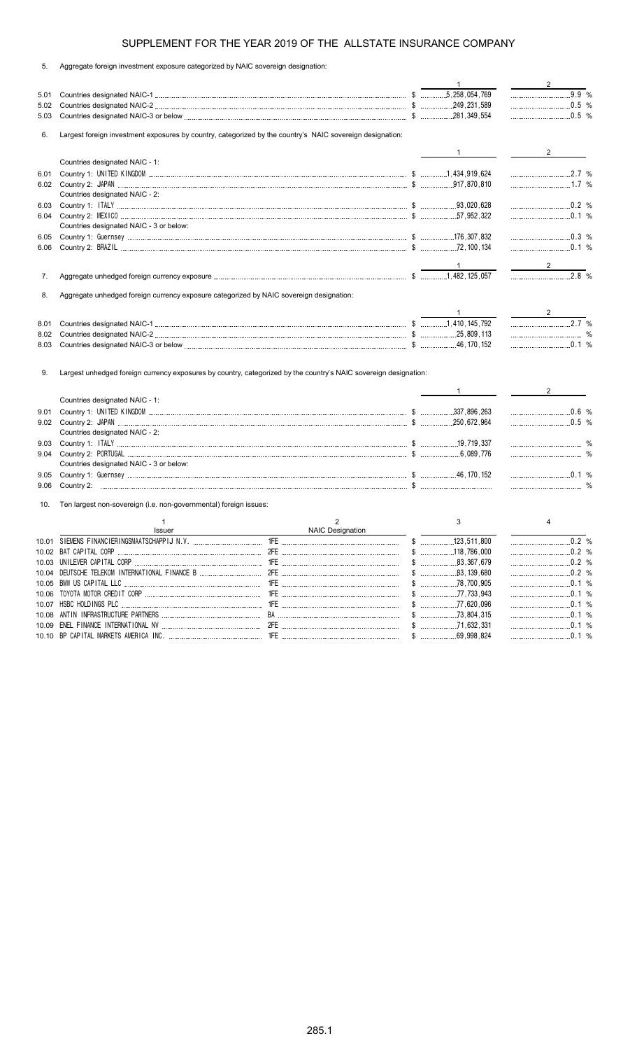# SUPPLEMENT FOR THE YEAR 2019 OF THE ALLSTATE INSURANCE COMPANY

5. Aggregate foreign investment exposure categorized by NAIC sovereign designation:

| | | 1 | 2 |
|---|---|---|---|
| 5.01 | Countries designated NAIC-1 | $ 5,258,054,769 | 9.9 % |
| 5.02 | Countries designated NAIC-2 | $ 249,231,589 | 0.5 % |
| 5.03 | Countries designated NAIC-3 or below | $ 281,349,554 | 0.5 % |

6. Largest foreign investment exposures by country, categorized by the country's NAIC sovereign designation:

| | | 1 | 2 |
|---|---|---|---|
| | Countries designated NAIC - 1: | | |
| 6.01 | Country 1: UNITED KINGDOM | $ 1,434,919,624 | 2.7 % |
| 6.02 | Country 2: JAPAN | $ 917,870,810 | 1.7 % |
| | Countries designated NAIC - 2: | | |
| 6.03 | Country 1: ITALY | $ 93,020,628 | 0.2 % |
| 6.04 | Country 2: MEXICO | $ 57,952,322 | 0.1 % |
| | Countries designated NAIC - 3 or below: | | |
| 6.05 | Country 1: Guernsey | $ 176,307,832 | 0.3 % |
| 6.06 | Country 2: BRAZIL | $ 72,100,134 | 0.1 % |

| | | 1 | 2 |
|---|---|---|---|
| 7. | Aggregate unhedged foreign currency exposure | $ 1,482,125,057 | 2.8 % |

8. Aggregate unhedged foreign currency exposure categorized by NAIC sovereign designation:

| | | 1 | 2 |
|---|---|---|---|
| 8.01 | Countries designated NAIC-1 | $ 1,410,145,792 | 2.7 % |
| 8.02 | Countries designated NAIC-2 | $ 25,809,113 | % |
| 8.03 | Countries designated NAIC-3 or below | $ 46,170,152 | 0.1 % |

9. Largest unhedged foreign currency exposures by country, categorized by the country's NAIC sovereign designation:

| | | 1 | 2 |
|---|---|---|---|
| | Countries designated NAIC - 1: | | |
| 9.01 | Country 1: UNITED KINGDOM | $ 337,896,263 | 0.6 % |
| 9.02 | Country 2: JAPAN | $ 250,672,964 | 0.5 % |
| | Countries designated NAIC - 2: | | |
| 9.03 | Country 1: ITALY | $ 19,719,337 | % |
| 9.04 | Country 2: PORTUGAL | $ 6,089,776 | % |
| | Countries designated NAIC - 3 or below: | | |
| 9.05 | Country 1: Guernsey | $ 46,170,152 | 0.1 % |
| 9.06 | Country 2: | $ | % |

10. Ten largest non-sovereign (i.e. non-governmental) foreign issues:

| | 1<br>Issuer | 2<br>NAIC Designation | 3 | 4 |
|---|---|---|---|---|
| 10.01 | SIEMENS FINANCIERINGSMAATSCHAPPIJ N.V. | 1FE | $ 123,511,800 | 0.2 % |
| 10.02 | BAT CAPITAL CORP | 2FE | $ 118,786,000 | 0.2 % |
| 10.03 | UNILEVER CAPITAL CORP | 1FE | $ 83,367,679 | 0.2 % |
| 10.04 | DEUTSCHE TELEKOM INTERNATIONAL FINANCE B | 2FE | $ 83,139,680 | 0.2 % |
| 10.05 | BMW US CAPITAL LLC | 1FE | $ 78,700,905 | 0.1 % |
| 10.06 | TOYOTA MOTOR CREDIT CORP | 1FE | $ 77,733,943 | 0.1 % |
| 10.07 | HSBC HOLDINGS PLC | 1FE | $ 77,620,096 | 0.1 % |
| 10.08 | ANTIN INFRASTRUCTURE PARTNERS | BA | $ 73,804,315 | 0.1 % |
| 10.09 | ENEL FINANCE INTERNATIONAL NV | 2FE | $ 71,632,331 | 0.1 % |
| 10.10 | BP CAPITAL MARKETS AMERICA INC. | 1FE | $ 69,998,824 | 0.1 % |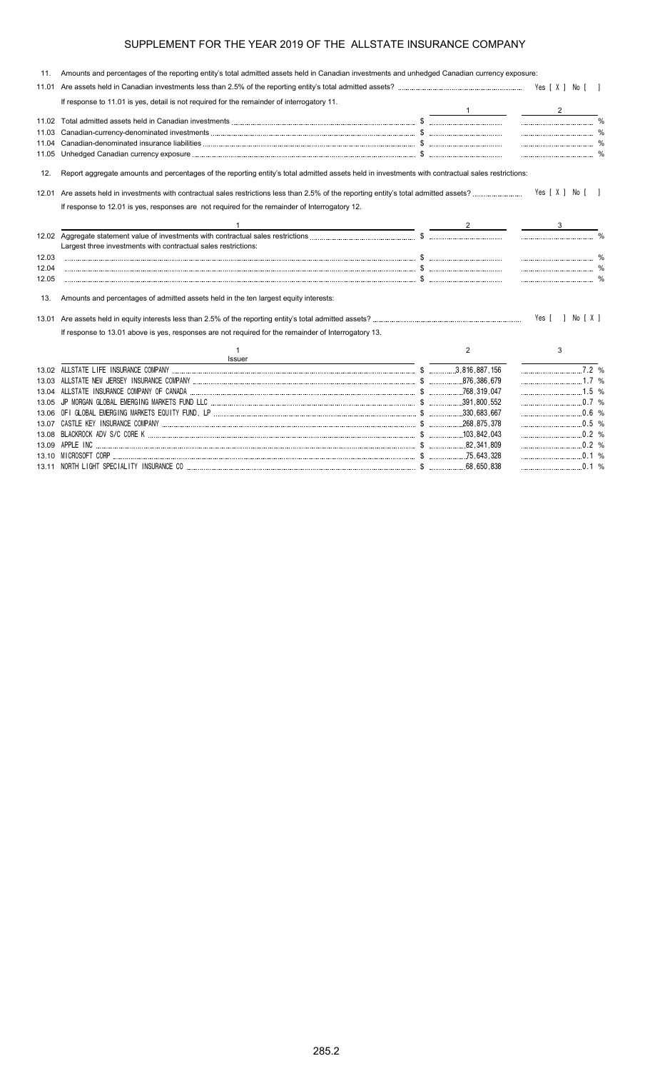# SUPPLEMENT FOR THE YEAR 2019 OF THE ALLSTATE INSURANCE COMPANY

11. Amounts and percentages of the reporting entity's total admitted assets held in Canadian investments and unhedged Canadian currency exposure:

11.01 Are assets held in Canadian investments less than 2.5% of the reporting entity's total admitted assets? Yes [ X ] No [ ]

If response to 11.01 is yes, detail is not required for the remainder of interrogatory 11.

| | | 1 | 2 |
|---|---|---|---|
| 11.02 | Total admitted assets held in Canadian investments | $ | % |
| 11.03 | Canadian-currency-denominated investments | $ | % |
| 11.04 | Canadian-denominated insurance liabilities | $ | % |
| 11.05 | Unhedged Canadian currency exposure | $ | % |

12. Report aggregate amounts and percentages of the reporting entity's total admitted assets held in investments with contractual sales restrictions:

12.01 Are assets held in investments with contractual sales restrictions less than 2.5% of the reporting entity's total admitted assets? Yes [ X ] No [ ]

If response to 12.01 is yes, responses are not required for the remainder of Interrogatory 12.

| | 1 | 2 | 3 |
|---|---|---|---|
| 12.02 | Aggregate statement value of investments with contractual sales restrictions | $ | % |
| | Largest three investments with contractual sales restrictions: | | |
| 12.03 | | $ | % |
| 12.04 | | $ | % |
| 12.05 | | $ | % |

13. Amounts and percentages of admitted assets held in the ten largest equity interests:

13.01 Are assets held in equity interests less than 2.5% of the reporting entity's total admitted assets? Yes [ ] No [ X ]

If response to 13.01 above is yes, responses are not required for the remainder of Interrogatory 13.

| | 1<br>Issuer | 2 | 3 |
|---|---|---|---|
| 13.02 | ALLSTATE LIFE INSURANCE COMPANY | $ 3,816,887,156 | 7.2 % |
| 13.03 | ALLSTATE NEW JERSEY INSURANCE COMPANY | $ 876,386,679 | 1.7 % |
| 13.04 | ALLSTATE INSURANCE COMPANY OF CANADA | $ 768,319,047 | 1.5 % |
| 13.05 | JP MORGAN GLOBAL EMERGING MARKETS FUND LLC | $ 391,800,552 | 0.7 % |
| 13.06 | OFI GLOBAL EMERGING MARKETS EQUITY FUND, LP | $ 330,683,667 | 0.6 % |
| 13.07 | CASTLE KEY INSURANCE COMPANY | $ 268,875,378 | 0.5 % |
| 13.08 | BLACKROCK ADV S/C CORE K | $ 103,842,043 | 0.2 % |
| 13.09 | APPLE INC | $ 82,341,809 | 0.2 % |
| 13.10 | MICROSOFT CORP | $ 75,643,328 | 0.1 % |
| 13.11 | NORTH LIGHT SPECIALITY INSURANCE CO | $ 68,650,838 | 0.1 % |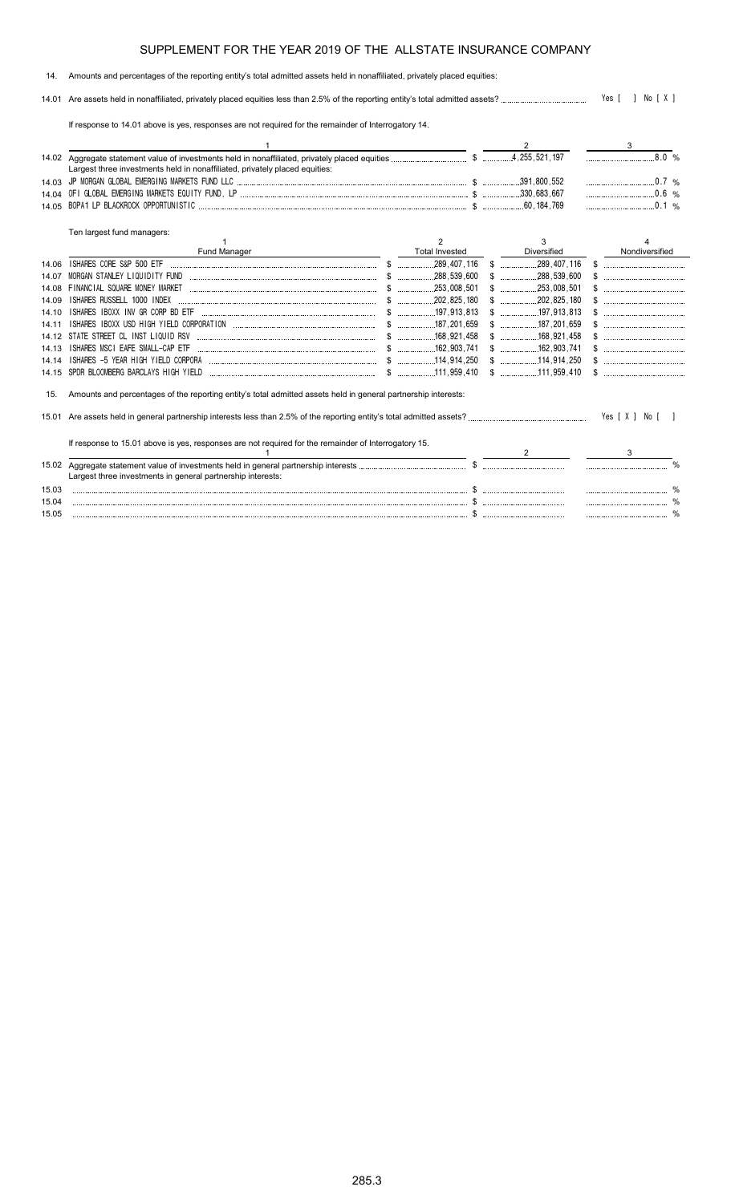## SUPPLEMENT FOR THE YEAR 2019 OF THE ALLSTATE INSURANCE COMPANY

14. Amounts and percentages of the reporting entity's total admitted assets held in nonaffiliated, privately placed equities:

14.01 Are assets held in nonaffiliated, privately placed equities less than 2.5% of the reporting entity's total admitted assets? Yes [ ] No [ X ]

If response to 14.01 above is yes, responses are not required for the remainder of Interrogatory 14.

| | 1 | 2 | 3 |
|---|---|---|---|
| 14.02 | Aggregate statement value of investments held in nonaffiliated, privately placed equities | $ 4,255,521,197 | 8.0 % |
| | Largest three investments held in nonaffiliated, privately placed equities: | | |
| 14.03 | JP MORGAN GLOBAL EMERGING MARKETS FUND LLC | $ 391,800,552 | 0.7 % |
| 14.04 | OFI GLOBAL EMERGING MARKETS EQUITY FUND, LP | $ 330,683,667 | 0.6 % |
| 14.05 | BOPA1 LP BLACKROCK OPPORTUNISTIC | $ 60,184,769 | 0.1 % |

Ten largest fund managers:

| | 1<br>Fund Manager | 2<br>Total Invested | 3<br>Diversified | 4<br>Nondiversified |
|---|---|---|---|---|
| 14.06 | ISHARES CORE S&P 500 ETF | $ 289,407,116 | $ 289,407,116 | $ |
| 14.07 | MORGAN STANLEY LIQUIDITY FUND | $ 288,539,600 | $ 288,539,600 | $ |
| 14.08 | FINANCIAL SQUARE MONEY MARKET | $ 253,008,501 | $ 253,008,501 | $ |
| 14.09 | ISHARES RUSSELL 1000 INDEX | $ 202,825,180 | $ 202,825,180 | $ |
| 14.10 | ISHARES IBOXX INV GR CORP BD ETF | $ 197,913,813 | $ 197,913,813 | $ |
| 14.11 | ISHARES IBOXX USD HIGH YIELD CORPORATION | $ 187,201,659 | $ 187,201,659 | $ |
| 14.12 | STATE STREET CL INST LIQUID RSV | $ 168,921,458 | $ 168,921,458 | $ |
| 14.13 | ISHARES MSCI EAFE SMALL-CAP ETF | $ 162,903,741 | $ 162,903,741 | $ |
| 14.14 | ISHARES -5 YEAR HIGH YIELD CORPORA | $ 114,914,250 | $ 114,914,250 | $ |
| 14.15 | SPDR BLOOMBERG BARCLAYS HIGH YIELD | $ 111,959,410 | $ 111,959,410 | $ |

15. Amounts and percentages of the reporting entity's total admitted assets held in general partnership interests:

15.01 Are assets held in general partnership interests less than 2.5% of the reporting entity's total admitted assets? Yes [ X ] No [ ]

If response to 15.01 above is yes, responses are not required for the remainder of Interrogatory 15.

| | 1 | 2 | 3 |
|---|---|---|---|
| 15.02 | Aggregate statement value of investments held in general partnership interests | $ | % |
| | Largest three investments in general partnership interests: | | |
| 15.03 | | $ | % |
| 15.04 | | $ | % |
| 15.05 | | $ | % |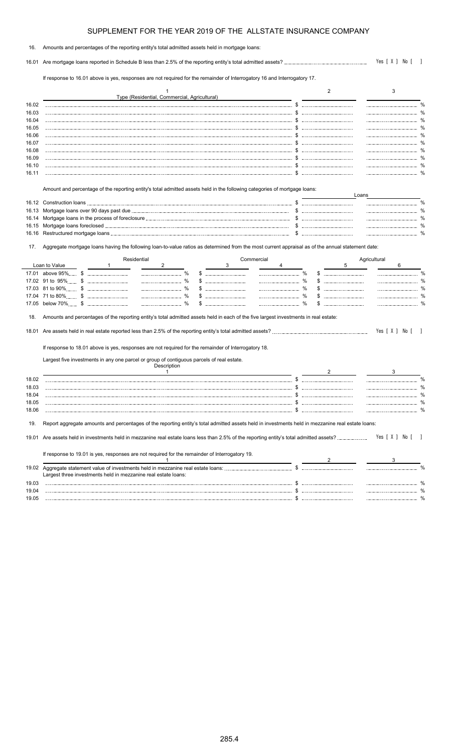# SUPPLEMENT FOR THE YEAR 2019 OF THE ALLSTATE INSURANCE COMPANY

16. Amounts and percentages of the reporting entity's total admitted assets held in mortgage loans:

16.01 Are mortgage loans reported in Schedule B less than 2.5% of the reporting entity's total admitted assets? Yes [ X ] No [ ]

If response to 16.01 above is yes, responses are not required for the remainder of Interrogatory 16 and Interrogatory 17.

| | 1<br>Type (Residential, Commercial, Agricultural) | 2 | 3 |
|---|---|---|---|
| 16.02 | | $ | % |
| 16.03 | | $ | % |
| 16.04 | | $ | % |
| 16.05 | | $ | % |
| 16.06 | | $ | % |
| 16.07 | | $ | % |
| 16.08 | | $ | % |
| 16.09 | | $ | % |
| 16.10 | | $ | % |
| 16.11 | | $ | % |

Amount and percentage of the reporting entity's total admitted assets held in the following categories of mortgage loans:

| | | Loans | |
|---|---|---|---|
| 16.12 | Construction loans | $ | % |
| 16.13 | Mortgage loans over 90 days past due | $ | % |
| 16.14 | Mortgage loans in the process of foreclosure | $ | % |
| 16.15 | Mortgage loans foreclosed | $ | % |
| 16.16 | Restructured mortgage loans | $ | % |

17. Aggregate mortgage loans having the following loan-to-value ratios as determined from the most current appraisal as of the annual statement date:

| Loan to Value | Residential<br>1 | 2 | Commercial<br>3 | 4 | Agricultural<br>5 | 6 |
|---|---|---|---|---|---|---|
| 17.01 above 95% | $ | % | $ | % | $ | % |
| 17.02 91 to 95% | $ | % | $ | % | $ | % |
| 17.03 81 to 90% | $ | % | $ | % | $ | % |
| 17.04 71 to 80% | $ | % | $ | % | $ | % |
| 17.05 below 70% | $ | % | $ | % | $ | % |

18. Amounts and percentages of the reporting entity's total admitted assets held in each of the five largest investments in real estate:

18.01 Are assets held in real estate reported less than 2.5% of the reporting entity's total admitted assets? Yes [ X ] No [ ]

If response to 18.01 above is yes, responses are not required for the remainder of Interrogatory 18.

Largest five investments in any one parcel or group of contiguous parcels of real estate.

| | Description<br>1 | 2 | 3 |
|---|---|---|---|
| 18.02 | | $ | % |
| 18.03 | | $ | % |
| 18.04 | | $ | % |
| 18.05 | | $ | % |
| 18.06 | | $ | % |

19. Report aggregate amounts and percentages of the reporting entity's total admitted assets held in investments held in mezzanine real estate loans:

19.01 Are assets held in investments held in mezzanine real estate loans less than 2.5% of the reporting entity's total admitted assets? Yes [ X ] No [ ]

If response to 19.01 is yes, responses are not required for the remainder of Interrogatory 19.

| | 1 | 2 | 3 |
|---|---|---|---|
| 19.02 | Aggregate statement value of investments held in mezzanine real estate loans: | $ | % |
| | Largest three investments held in mezzanine real estate loans: | | |
| 19.03 | | $ | % |
| 19.04 | | $ | % |
| 19.05 | | $ | % |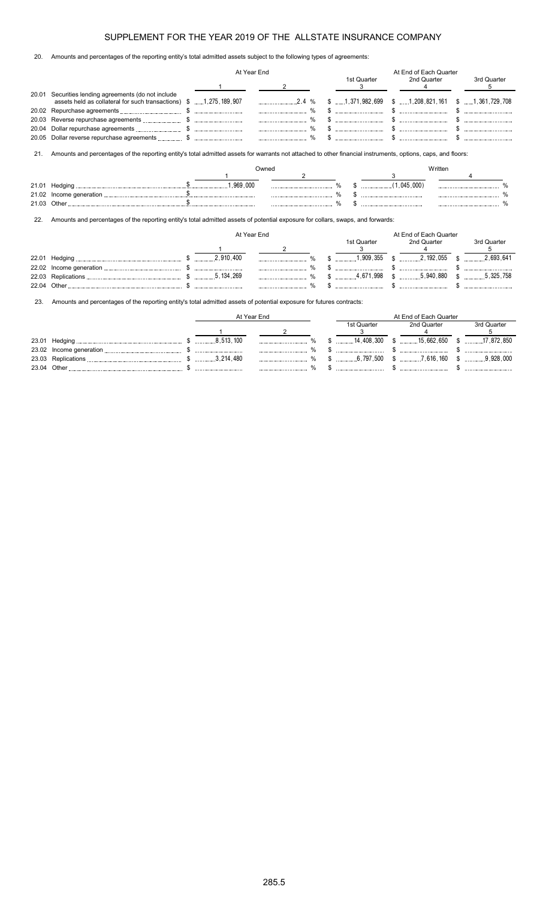SUPPLEMENT FOR THE YEAR 2019 OF THE ALLSTATE INSURANCE COMPANY

20. Amounts and percentages of the reporting entity's total admitted assets subject to the following types of agreements:

| | At Year End | | At End of Each Quarter | | |
|---|---|---|---|---|---|
| | | | 1st Quarter | 2nd Quarter | 3rd Quarter |
| | 1 | 2 | 3 | 4 | 5 |
| 20.01 Securities lending agreements (do not include assets held as collateral for such transactions) | $ 1,275,189,907 | 2.4 % | $ 1,371,982,699 | $ 1,208,821,161 | $ 1,361,729,708 |
| 20.02 Repurchase agreements | $ | % | $ | $ | $ |
| 20.03 Reverse repurchase agreements | $ | % | $ | $ | $ |
| 20.04 Dollar repurchase agreements | $ | % | $ | $ | $ |
| 20.05 Dollar reverse repurchase agreements | $ | % | $ | $ | $ |

21. Amounts and percentages of the reporting entity's total admitted assets for warrants not attached to other financial instruments, options, caps, and floors:

| | Owned | | Written | |
|---|---|---|---|---|
| | 1 | 2 | 3 | 4 |
| 21.01 Hedging | $ 1,969,000 | % | $ (1,045,000) | % |
| 21.02 Income generation | $ | % | $ | % |
| 21.03 Other | $ | % | $ | % |

22. Amounts and percentages of the reporting entity's total admitted assets of potential exposure for collars, swaps, and forwards:

| | At Year End | | At End of Each Quarter | | |
|---|---|---|---|---|---|
| | | | 1st Quarter | 2nd Quarter | 3rd Quarter |
| | 1 | 2 | 3 | 4 | 5 |
| 22.01 Hedging | $ 2,910,400 | % | $ 1,909,355 | $ 2,192,055 | $ 2,693,641 |
| 22.02 Income generation | $ | % | $ | $ | $ |
| 22.03 Replications | $ 5,134,269 | % | $ 4,671,998 | $ 5,940,880 | $ 5,325,758 |
| 22.04 Other | $ | % | $ | $ | $ |

23. Amounts and percentages of the reporting entity's total admitted assets of potential exposure for futures contracts:

| | At Year End | | At End of Each Quarter | | |
|---|---|---|---|---|---|
| | | | 1st Quarter | 2nd Quarter | 3rd Quarter |
| | 1 | 2 | 3 | 4 | 5 |
| 23.01 Hedging | $ 8,513,100 | % | $ 14,408,300 | $ 15,662,650 | $ 17,872,850 |
| 23.02 Income generation | $ | % | $ | $ | $ |
| 23.03 Replications | $ 3,214,480 | % | $ 6,797,500 | $ 7,616,160 | $ 9,928,000 |
| 23.04 Other | $ | % | $ | $ | $ |